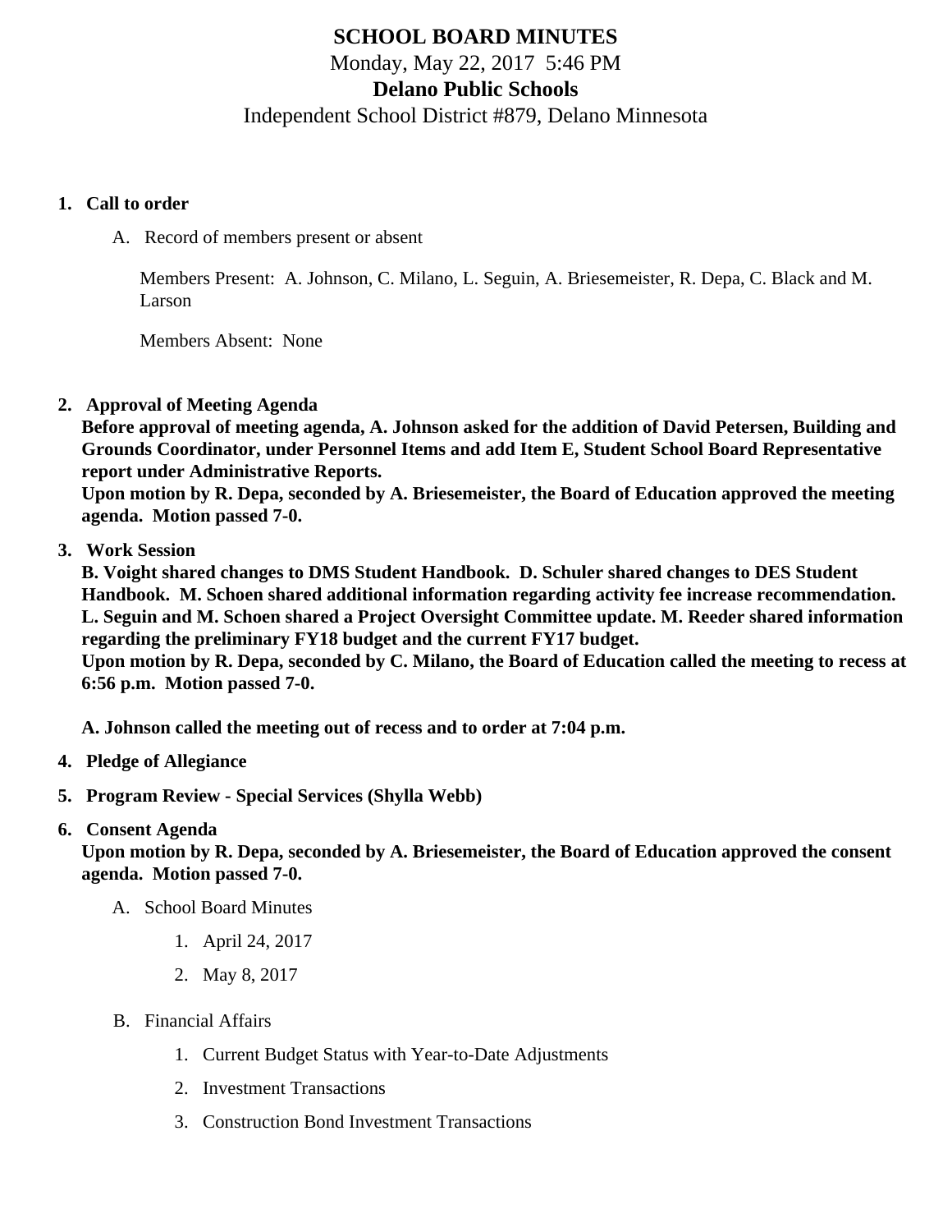# SCHOOL BOARD MINUTES

Monday, May 22, 2017 5:46 PM

**Delano Public Schools**

Independent School District #879, Delano Minnesota

1. **Call to order**

   A. Record of members present or absent

      Members Present: A. Johnson, C. Milano, L. Seguin, A. Briesemeister, R. Depa, C. Black and M. Larson

      Members Absent: None

2. **Approval of Meeting Agenda**

   **Before approval of meeting agenda, A. Johnson asked for the addition of David Petersen, Building and Grounds Coordinator, under Personnel Items and add Item E, Student School Board Representative report under Administrative Reports.**

   **Upon motion by R. Depa, seconded by A. Briesemeister, the Board of Education approved the meeting agenda. Motion passed 7-0.**

3. **Work Session**

   **B. Voight shared changes to DMS Student Handbook. D. Schuler shared changes to DES Student Handbook. M. Schoen shared additional information regarding activity fee increase recommendation. L. Seguin and M. Schoen shared a Project Oversight Committee update. M. Reeder shared information regarding the preliminary FY18 budget and the current FY17 budget.**

   **Upon motion by R. Depa, seconded by C. Milano, the Board of Education called the meeting to recess at 6:56 p.m. Motion passed 7-0.**

   **A. Johnson called the meeting out of recess and to order at 7:04 p.m.**

4. **Pledge of Allegiance**

5. **Program Review - Special Services (Shylla Webb)**

6. **Consent Agenda**

   **Upon motion by R. Depa, seconded by A. Briesemeister, the Board of Education approved the consent agenda. Motion passed 7-0.**

   A. School Board Minutes

      1. April 24, 2017
      2. May 8, 2017

   B. Financial Affairs

      1. Current Budget Status with Year-to-Date Adjustments
      2. Investment Transactions
      3. Construction Bond Investment Transactions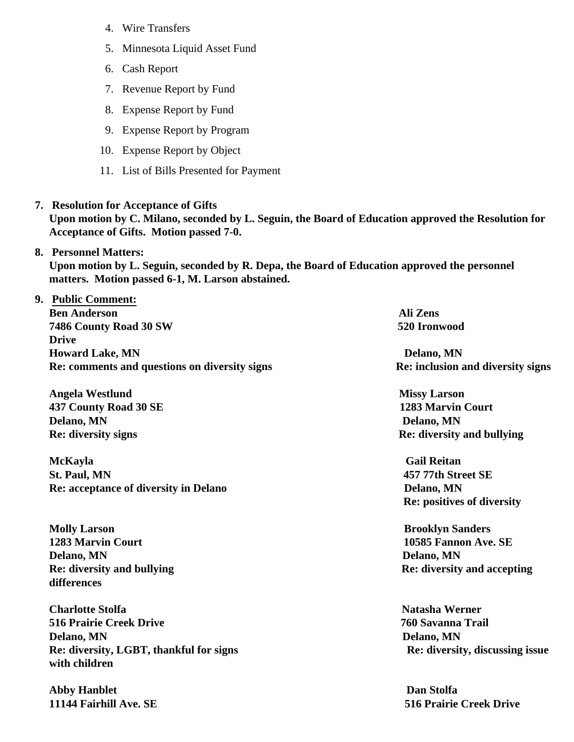4. Wire Transfers
5. Minnesota Liquid Asset Fund
6. Cash Report
7. Revenue Report by Fund
8. Expense Report by Fund
9. Expense Report by Program
10. Expense Report by Object
11. List of Bills Presented for Payment

**7. Resolution for Acceptance of Gifts**
**Upon motion by C. Milano, seconded by L. Seguin, the Board of Education approved the Resolution for Acceptance of Gifts. Motion passed 7-0.**

**8. Personnel Matters:**
**Upon motion by L. Seguin, seconded by R. Depa, the Board of Education approved the personnel matters. Motion passed 6-1, M. Larson abstained.**

**9. Public Comment:**

**Ben Anderson**
**7486 County Road 30 SW**
**Howard Lake, MN**
**Re: comments and questions on diversity signs**

**Ali Zens**
**520 Ironwood Drive**
**Delano, MN**
**Re: inclusion and diversity signs**

**Angela Westlund**
**437 County Road 30 SE**
**Delano, MN**
**Re: diversity signs**

**Missy Larson**
**1283 Marvin Court**
**Delano, MN**
**Re: diversity and bullying**

**McKayla**
**St. Paul, MN**
**Re: acceptance of diversity in Delano**

**Gail Reitan**
**457 77th Street SE**
**Delano, MN**
**Re: positives of diversity**

**Molly Larson**
**1283 Marvin Court**
**Delano, MN**
**Re: diversity and bullying**

**Brooklyn Sanders**
**10585 Fannon Ave. SE**
**Delano, MN**
**Re: diversity and accepting differences**

**Charlotte Stolfa**
**516 Prairie Creek Drive**
**Delano, MN**
**Re: diversity, LGBT, thankful for signs**

**Natasha Werner**
**760 Savanna Trail**
**Delano, MN**
**Re: diversity, discussing issue with children**

**Abby Hanblet**
**11144 Fairhill Ave. SE**

**Dan Stolfa**
**516 Prairie Creek Drive**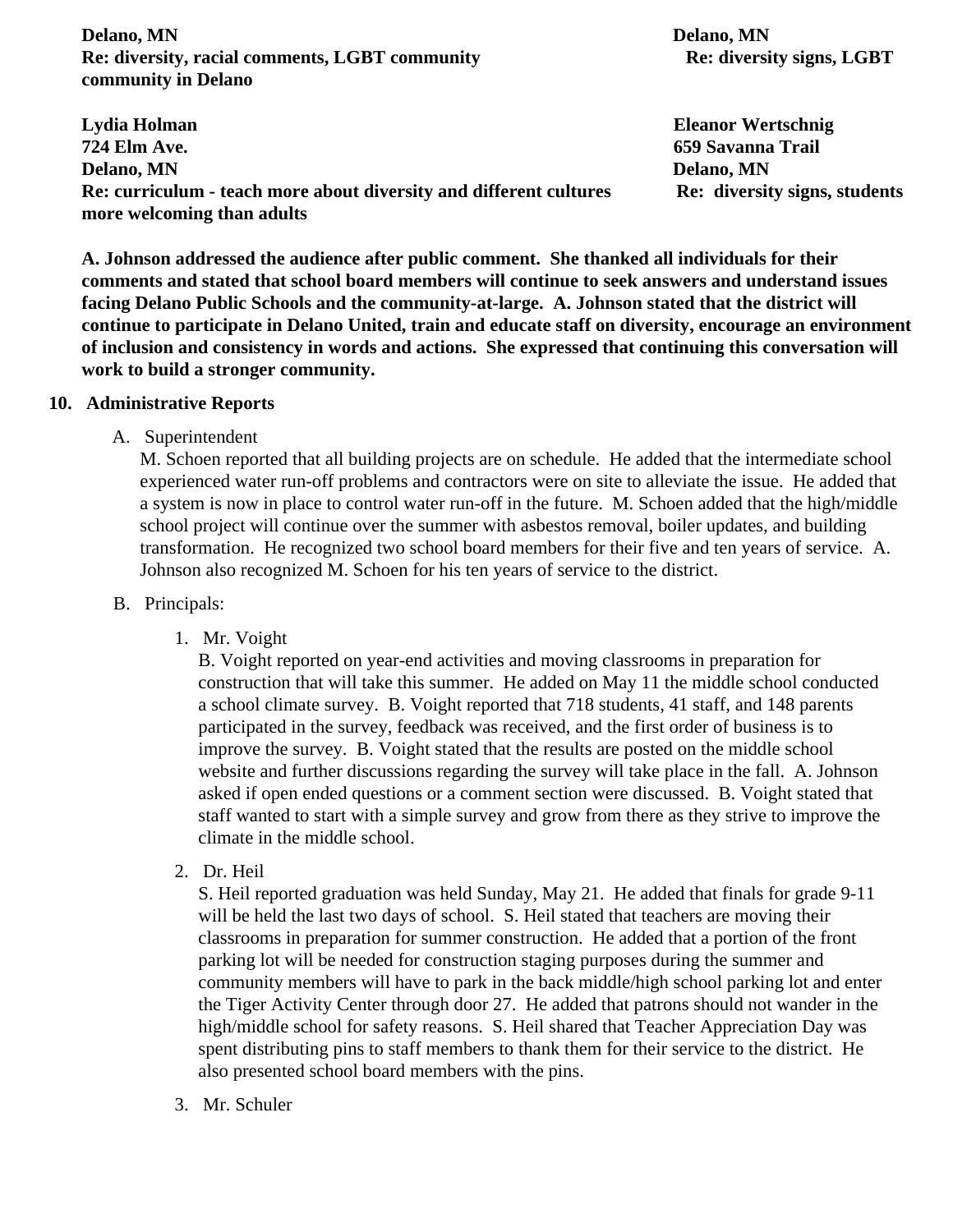**Delano, MN**
**Re: diversity, racial comments, LGBT community**

**Delano, MN**
**Re: diversity signs, LGBT community in Delano**

**Lydia Holman**
**724 Elm Ave.**
**Delano, MN**
**Re: curriculum - teach more about diversity and different cultures**

**Eleanor Wertschnig**
**659 Savanna Trail**
**Delano, MN**
**Re: diversity signs, students more welcoming than adults**

**A. Johnson addressed the audience after public comment. She thanked all individuals for their comments and stated that school board members will continue to seek answers and understand issues facing Delano Public Schools and the community-at-large. A. Johnson stated that the district will continue to participate in Delano United, train and educate staff on diversity, encourage an environment of inclusion and consistency in words and actions. She expressed that continuing this conversation will work to build a stronger community.**

10. **Administrative Reports**

   A. Superintendent

   M. Schoen reported that all building projects are on schedule. He added that the intermediate school experienced water run-off problems and contractors were on site to alleviate the issue. He added that a system is now in place to control water run-off in the future. M. Schoen added that the high/middle school project will continue over the summer with asbestos removal, boiler updates, and building transformation. He recognized two school board members for their five and ten years of service. A. Johnson also recognized M. Schoen for his ten years of service to the district.

   B. Principals:

      1. Mr. Voight

      B. Voight reported on year-end activities and moving classrooms in preparation for construction that will take this summer. He added on May 11 the middle school conducted a school climate survey. B. Voight reported that 718 students, 41 staff, and 148 parents participated in the survey, feedback was received, and the first order of business is to improve the survey. B. Voight stated that the results are posted on the middle school website and further discussions regarding the survey will take place in the fall. A. Johnson asked if open ended questions or a comment section were discussed. B. Voight stated that staff wanted to start with a simple survey and grow from there as they strive to improve the climate in the middle school.

      2. Dr. Heil

      S. Heil reported graduation was held Sunday, May 21. He added that finals for grade 9-11 will be held the last two days of school. S. Heil stated that teachers are moving their classrooms in preparation for summer construction. He added that a portion of the front parking lot will be needed for construction staging purposes during the summer and community members will have to park in the back middle/high school parking lot and enter the Tiger Activity Center through door 27. He added that patrons should not wander in the high/middle school for safety reasons. S. Heil shared that Teacher Appreciation Day was spent distributing pins to staff members to thank them for their service to the district. He also presented school board members with the pins.

      3. Mr. Schuler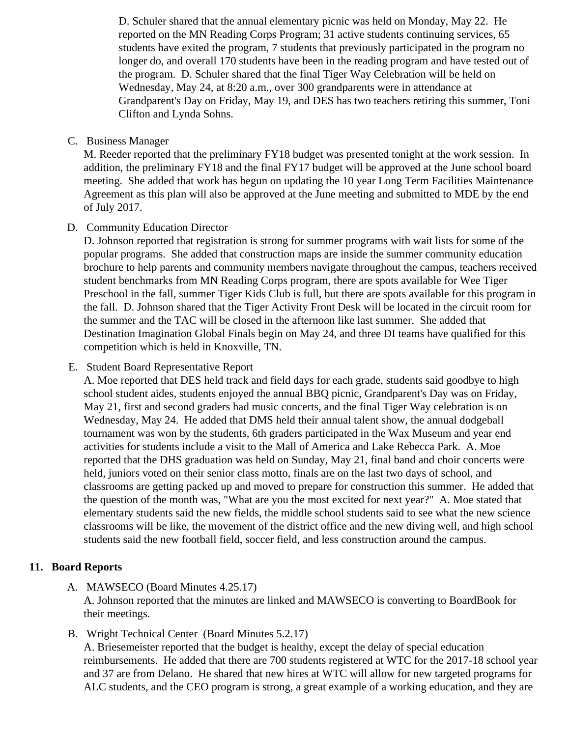D. Schuler shared that the annual elementary picnic was held on Monday, May 22. He reported on the MN Reading Corps Program; 31 active students continuing services, 65 students have exited the program, 7 students that previously participated in the program no longer do, and overall 170 students have been in the reading program and have tested out of the program. D. Schuler shared that the final Tiger Way Celebration will be held on Wednesday, May 24, at 8:20 a.m., over 300 grandparents were in attendance at Grandparent's Day on Friday, May 19, and DES has two teachers retiring this summer, Toni Clifton and Lynda Sohns.

C. Business Manager

M. Reeder reported that the preliminary FY18 budget was presented tonight at the work session. In addition, the preliminary FY18 and the final FY17 budget will be approved at the June school board meeting. She added that work has begun on updating the 10 year Long Term Facilities Maintenance Agreement as this plan will also be approved at the June meeting and submitted to MDE by the end of July 2017.

D. Community Education Director

D. Johnson reported that registration is strong for summer programs with wait lists for some of the popular programs. She added that construction maps are inside the summer community education brochure to help parents and community members navigate throughout the campus, teachers received student benchmarks from MN Reading Corps program, there are spots available for Wee Tiger Preschool in the fall, summer Tiger Kids Club is full, but there are spots available for this program in the fall. D. Johnson shared that the Tiger Activity Front Desk will be located in the circuit room for the summer and the TAC will be closed in the afternoon like last summer. She added that Destination Imagination Global Finals begin on May 24, and three DI teams have qualified for this competition which is held in Knoxville, TN.

E. Student Board Representative Report

A. Moe reported that DES held track and field days for each grade, students said goodbye to high school student aides, students enjoyed the annual BBQ picnic, Grandparent's Day was on Friday, May 21, first and second graders had music concerts, and the final Tiger Way celebration is on Wednesday, May 24. He added that DMS held their annual talent show, the annual dodgeball tournament was won by the students, 6th graders participated in the Wax Museum and year end activities for students include a visit to the Mall of America and Lake Rebecca Park. A. Moe reported that the DHS graduation was held on Sunday, May 21, final band and choir concerts were held, juniors voted on their senior class motto, finals are on the last two days of school, and classrooms are getting packed up and moved to prepare for construction this summer. He added that the question of the month was, "What are you the most excited for next year?" A. Moe stated that elementary students said the new fields, the middle school students said to see what the new science classrooms will be like, the movement of the district office and the new diving well, and high school students said the new football field, soccer field, and less construction around the campus.

## 11. Board Reports

A. MAWSECO (Board Minutes 4.25.17)

A. Johnson reported that the minutes are linked and MAWSECO is converting to BoardBook for their meetings.

B. Wright Technical Center (Board Minutes 5.2.17)

A. Briesemeister reported that the budget is healthy, except the delay of special education reimbursements. He added that there are 700 students registered at WTC for the 2017-18 school year and 37 are from Delano. He shared that new hires at WTC will allow for new targeted programs for ALC students, and the CEO program is strong, a great example of a working education, and they are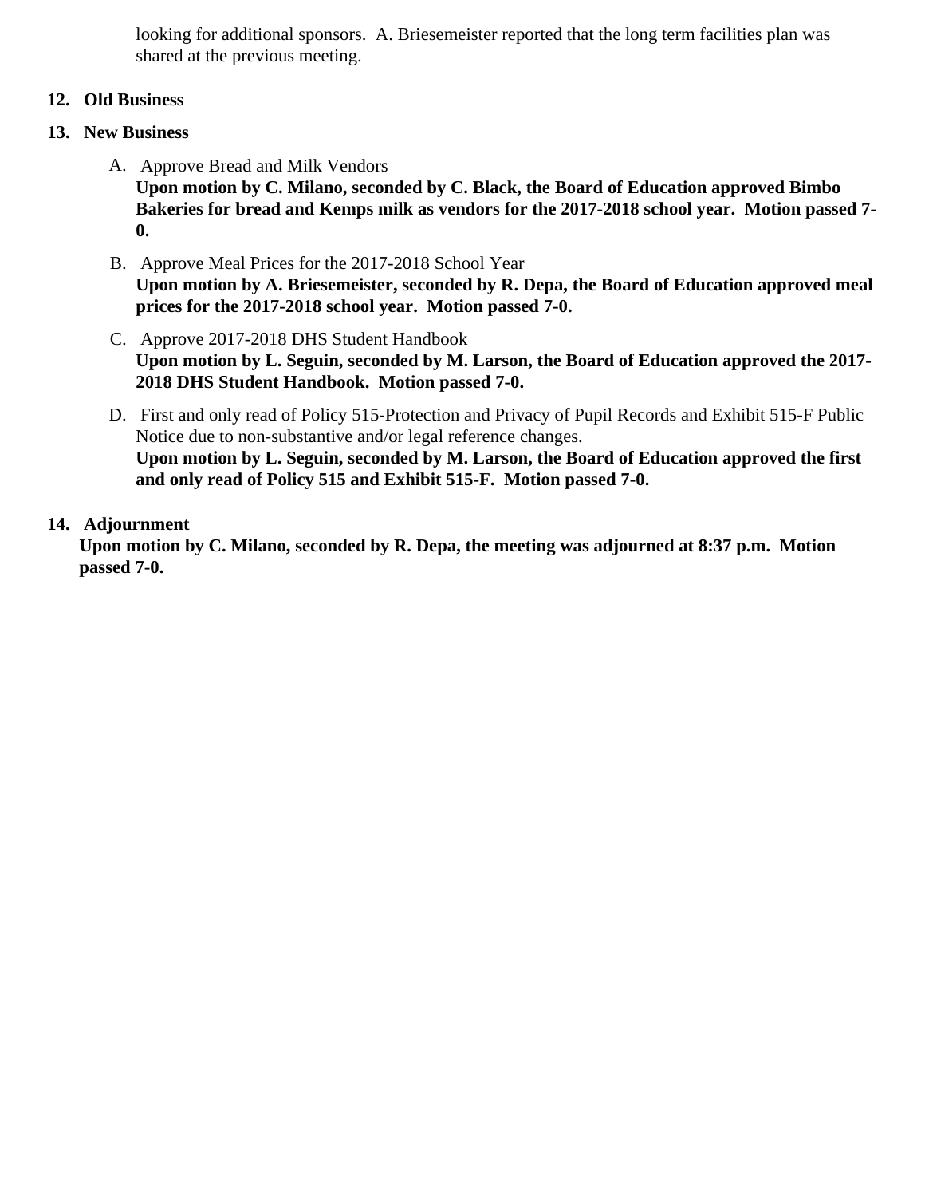looking for additional sponsors. A. Briesemeister reported that the long term facilities plan was shared at the previous meeting.

12. **Old Business**

13. **New Business**

    A. Approve Bread and Milk Vendors
    **Upon motion by C. Milano, seconded by C. Black, the Board of Education approved Bimbo Bakeries for bread and Kemps milk as vendors for the 2017-2018 school year. Motion passed 7-0.**

    B. Approve Meal Prices for the 2017-2018 School Year
    **Upon motion by A. Briesemeister, seconded by R. Depa, the Board of Education approved meal prices for the 2017-2018 school year. Motion passed 7-0.**

    C. Approve 2017-2018 DHS Student Handbook
    **Upon motion by L. Seguin, seconded by M. Larson, the Board of Education approved the 2017-2018 DHS Student Handbook. Motion passed 7-0.**

    D. First and only read of Policy 515-Protection and Privacy of Pupil Records and Exhibit 515-F Public Notice due to non-substantive and/or legal reference changes.
    **Upon motion by L. Seguin, seconded by M. Larson, the Board of Education approved the first and only read of Policy 515 and Exhibit 515-F. Motion passed 7-0.**

14. **Adjournment**
    **Upon motion by C. Milano, seconded by R. Depa, the meeting was adjourned at 8:37 p.m. Motion passed 7-0.**